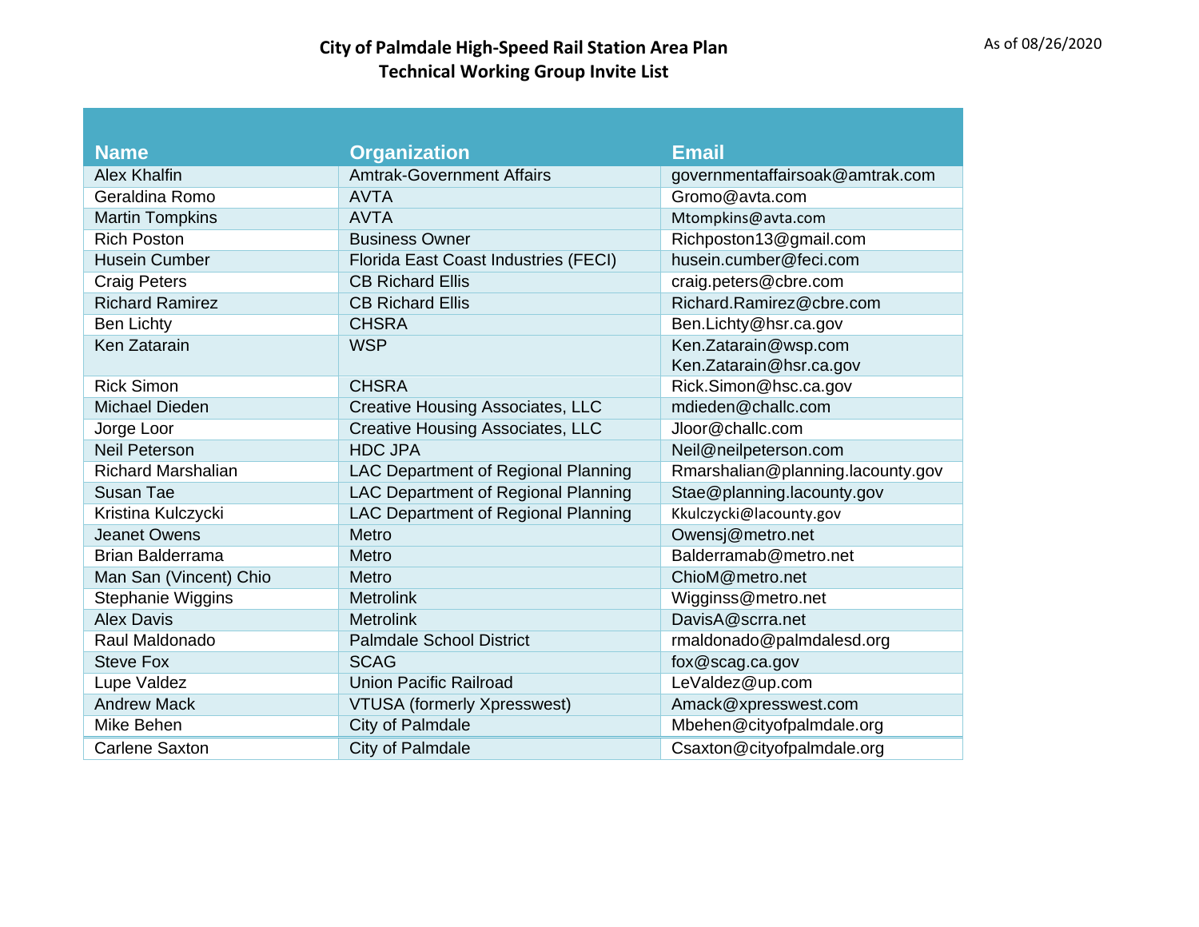# City of Palmdale High-Speed Rail Station Area Plan
## Technical Working Group Invite List

As of 08/26/2020

| Name | Organization | Email |
|---|---|---|
| Alex Khalfin | Amtrak-Government Affairs | governmentaffairsoak@amtrak.com |
| Geraldina Romo | AVTA | Gromo@avta.com |
| Martin Tompkins | AVTA | Mtompkins@avta.com |
| Rich Poston | Business Owner | Richposton13@gmail.com |
| Husein Cumber | Florida East Coast Industries (FECI) | husein.cumber@feci.com |
| Craig Peters | CB Richard Ellis | craig.peters@cbre.com |
| Richard Ramirez | CB Richard Ellis | Richard.Ramirez@cbre.com |
| Ben Lichty | CHSRA | Ben.Lichty@hsr.ca.gov |
| Ken Zatarain | WSP | Ken.Zatarain@wsp.com<br>Ken.Zatarain@hsr.ca.gov |
| Rick Simon | CHSRA | Rick.Simon@hsc.ca.gov |
| Michael Dieden | Creative Housing Associates, LLC | mdieden@challc.com |
| Jorge Loor | Creative Housing Associates, LLC | Jloor@challc.com |
| Neil Peterson | HDC JPA | Neil@neilpeterson.com |
| Richard Marshalian | LAC Department of Regional Planning | Rmarshalian@planning.lacounty.gov |
| Susan Tae | LAC Department of Regional Planning | Stae@planning.lacounty.gov |
| Kristina Kulczycki | LAC Department of Regional Planning | Kkulczycki@lacounty.gov |
| Jeanet Owens | Metro | Owensj@metro.net |
| Brian Balderrama | Metro | Balderramab@metro.net |
| Man San (Vincent) Chio | Metro | ChioM@metro.net |
| Stephanie Wiggins | Metrolink | Wigginss@metro.net |
| Alex Davis | Metrolink | DavisA@scrra.net |
| Raul Maldonado | Palmdale School District | rmaldonado@palmdalesd.org |
| Steve Fox | SCAG | fox@scag.ca.gov |
| Lupe Valdez | Union Pacific Railroad | LeValdez@up.com |
| Andrew Mack | VTUSA (formerly Xpresswest) | Amack@xpresswest.com |
| Mike Behen | City of Palmdale | Mbehen@cityofpalmdale.org |
| Carlene Saxton | City of Palmdale | Csaxton@cityofpalmdale.org |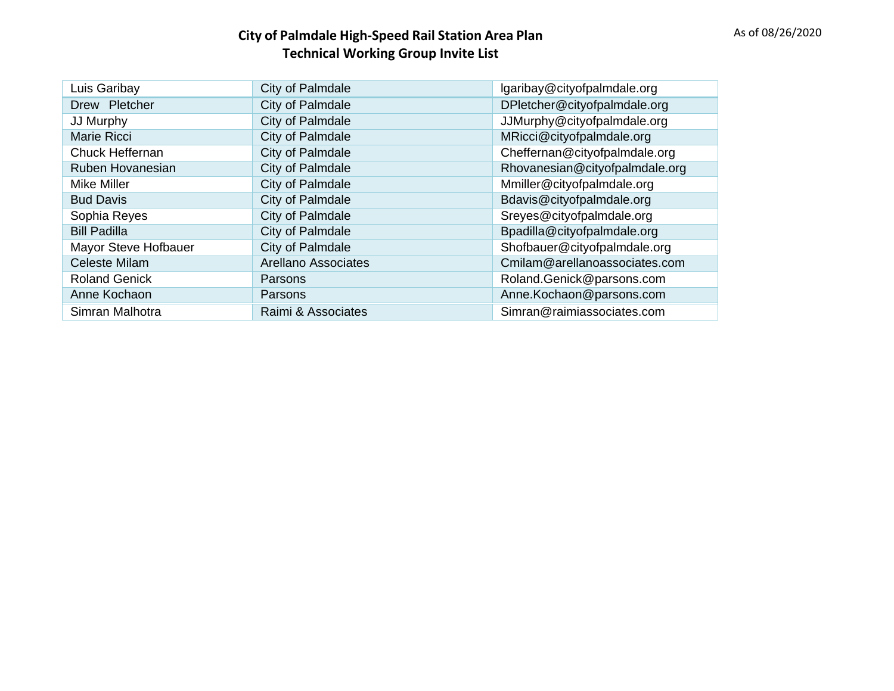**City of Palmdale High-Speed Rail Station Area Plan**
**Technical Working Group Invite List**

As of 08/26/2020

| | | |
|---|---|---|
| Luis Garibay | City of Palmdale | lgaribay@cityofpalmdale.org |
| Drew Pletcher | City of Palmdale | DPletcher@cityofpalmdale.org |
| JJ Murphy | City of Palmdale | JJMurphy@cityofpalmdale.org |
| Marie Ricci | City of Palmdale | MRicci@cityofpalmdale.org |
| Chuck Heffernan | City of Palmdale | Cheffernan@cityofpalmdale.org |
| Ruben Hovanesian | City of Palmdale | Rhovanesian@cityofpalmdale.org |
| Mike Miller | City of Palmdale | Mmiller@cityofpalmdale.org |
| Bud Davis | City of Palmdale | Bdavis@cityofpalmdale.org |
| Sophia Reyes | City of Palmdale | Sreyes@cityofpalmdale.org |
| Bill Padilla | City of Palmdale | Bpadilla@cityofpalmdale.org |
| Mayor Steve Hofbauer | City of Palmdale | Shofbauer@cityofpalmdale.org |
| Celeste Milam | Arellano Associates | Cmilam@arellanoassociates.com |
| Roland Genick | Parsons | Roland.Genick@parsons.com |
| Anne Kochaon | Parsons | Anne.Kochaon@parsons.com |
| Simran Malhotra | Raimi & Associates | Simran@raimiassociates.com |